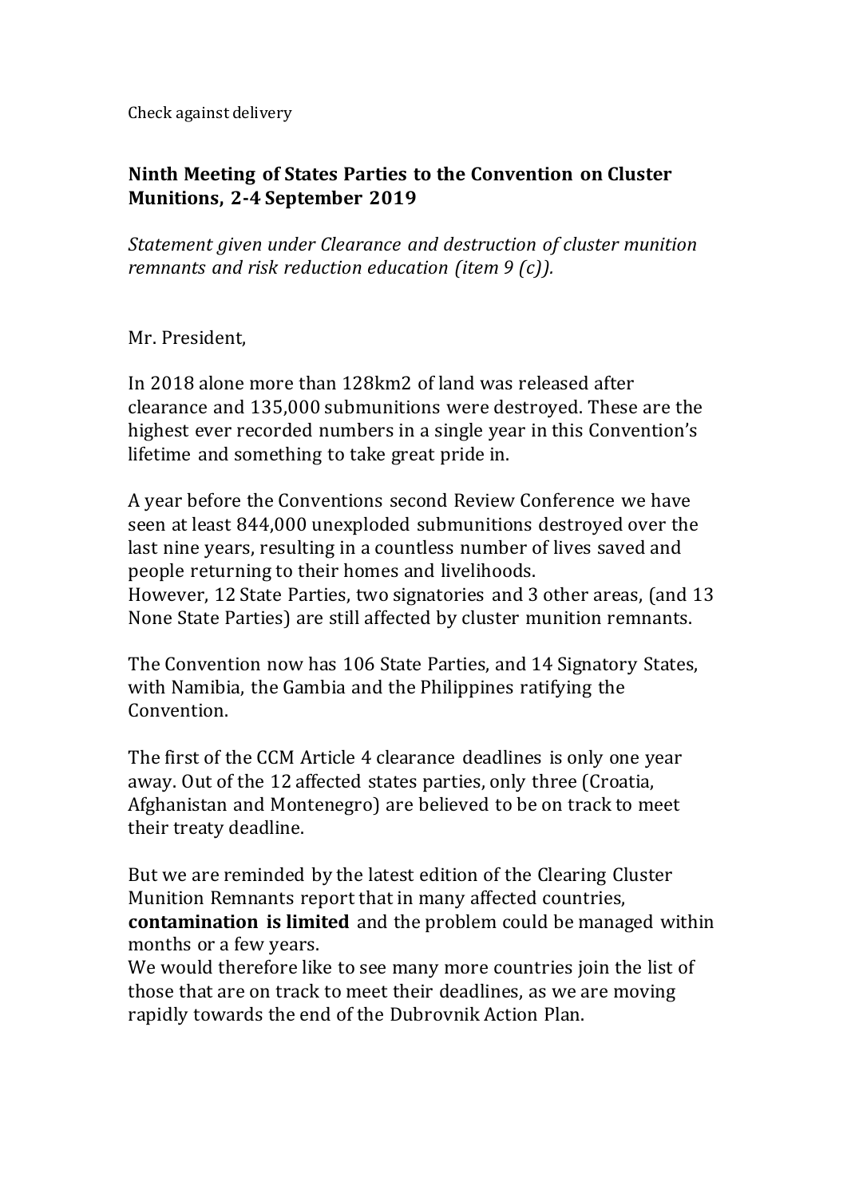Check against delivery

**Ninth Meeting of States Parties to the Convention on Cluster Munitions, 2-4 September 2019**

*Statement given under Clearance and destruction of cluster munition remnants and risk reduction education (item 9 (c)).*

Mr. President,

In 2018 alone more than 128km2 of land was released after clearance and 135,000 submunitions were destroyed. These are the highest ever recorded numbers in a single year in this Convention's lifetime and something to take great pride in.

A year before the Conventions second Review Conference we have seen at least 844,000 unexploded submunitions destroyed over the last nine years, resulting in a countless number of lives saved and people returning to their homes and livelihoods.
However, 12 State Parties, two signatories and 3 other areas, (and 13 None State Parties) are still affected by cluster munition remnants.

The Convention now has 106 State Parties, and 14 Signatory States, with Namibia, the Gambia and the Philippines ratifying the Convention.

The first of the CCM Article 4 clearance deadlines is only one year away. Out of the 12 affected states parties, only three (Croatia, Afghanistan and Montenegro) are believed to be on track to meet their treaty deadline.

But we are reminded by the latest edition of the Clearing Cluster Munition Remnants report that in many affected countries, **contamination is limited** and the problem could be managed within months or a few years.
We would therefore like to see many more countries join the list of those that are on track to meet their deadlines, as we are moving rapidly towards the end of the Dubrovnik Action Plan.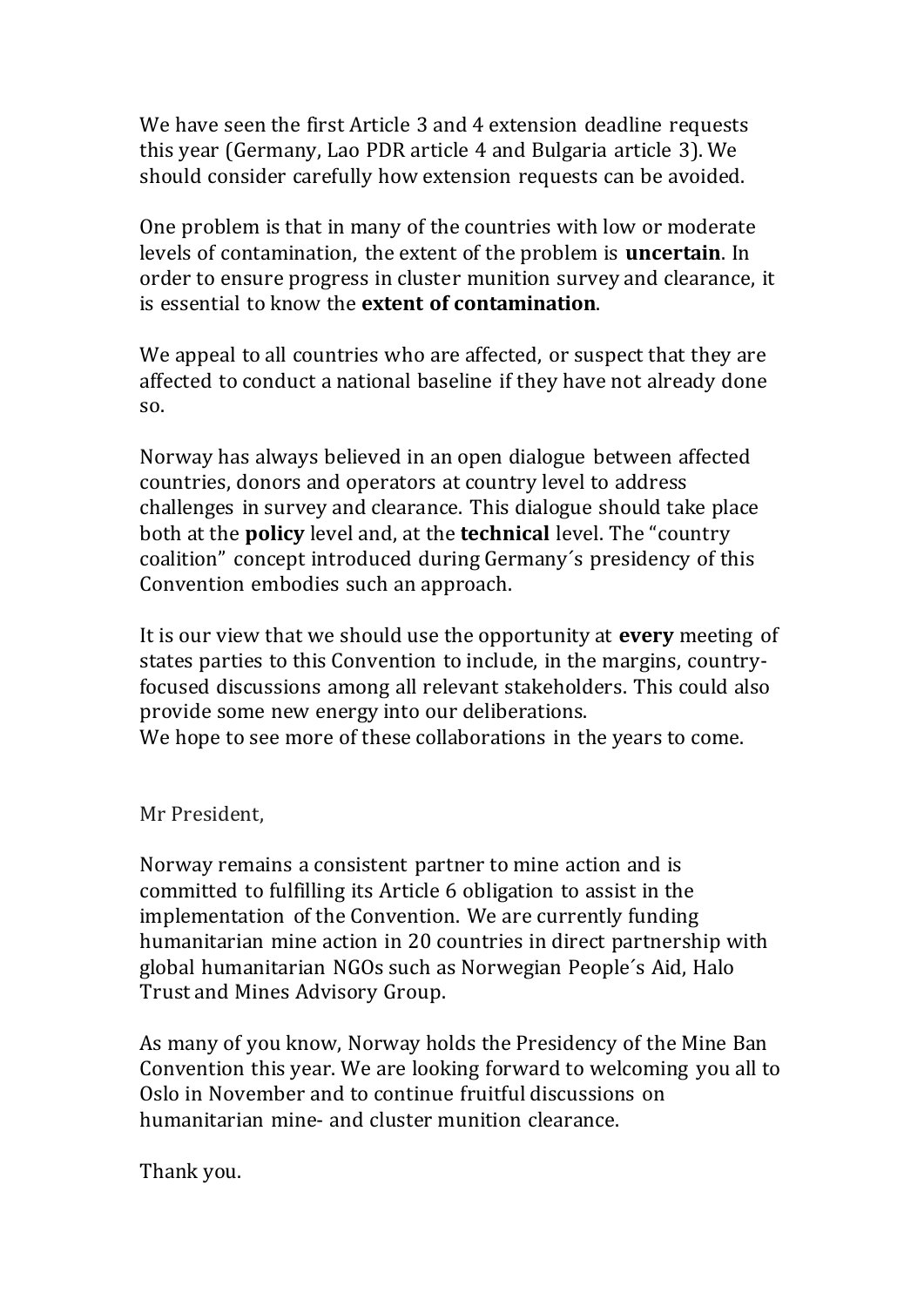We have seen the first Article 3 and 4 extension deadline requests this year (Germany, Lao PDR article 4 and Bulgaria article 3). We should consider carefully how extension requests can be avoided.

One problem is that in many of the countries with low or moderate levels of contamination, the extent of the problem is **uncertain**. In order to ensure progress in cluster munition survey and clearance, it is essential to know the **extent of contamination**.

We appeal to all countries who are affected, or suspect that they are affected to conduct a national baseline if they have not already done so.

Norway has always believed in an open dialogue between affected countries, donors and operators at country level to address challenges in survey and clearance. This dialogue should take place both at the **policy** level and, at the **technical** level. The "country coalition" concept introduced during Germany´s presidency of this Convention embodies such an approach.

It is our view that we should use the opportunity at **every** meeting of states parties to this Convention to include, in the margins, country-focused discussions among all relevant stakeholders. This could also provide some new energy into our deliberations.
We hope to see more of these collaborations in the years to come.

Mr President,

Norway remains a consistent partner to mine action and is committed to fulfilling its Article 6 obligation to assist in the implementation of the Convention. We are currently funding humanitarian mine action in 20 countries in direct partnership with global humanitarian NGOs such as Norwegian People´s Aid, Halo Trust and Mines Advisory Group.

As many of you know, Norway holds the Presidency of the Mine Ban Convention this year. We are looking forward to welcoming you all to Oslo in November and to continue fruitful discussions on humanitarian mine- and cluster munition clearance.

Thank you.